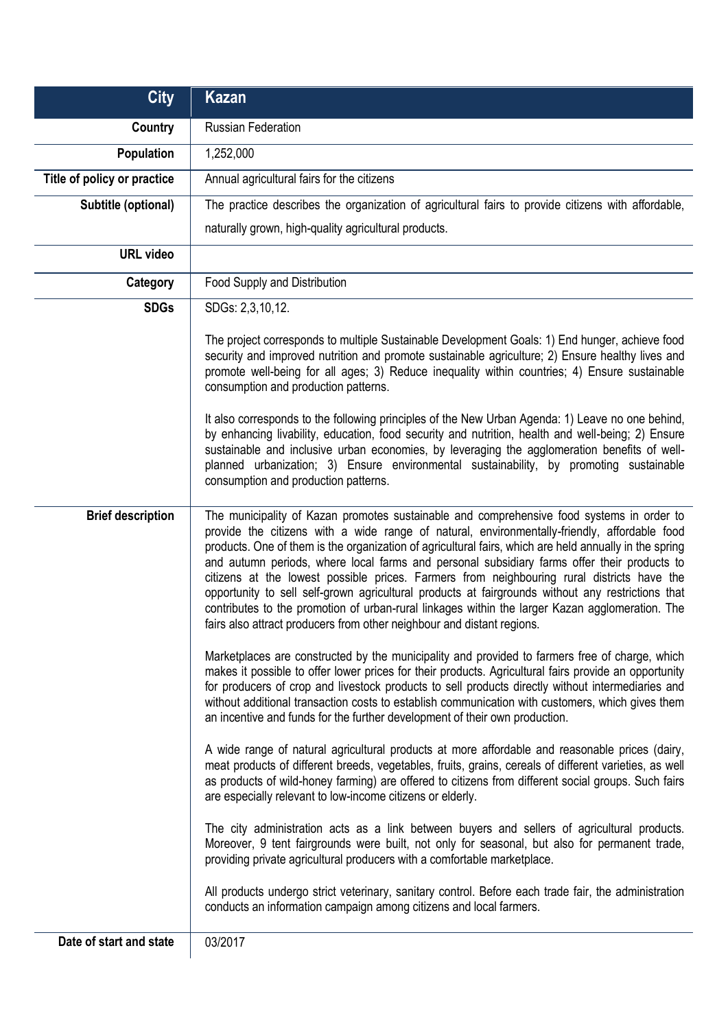| City | Kazan |
|---|---|
| Country | Russian Federation |
| Population | 1,252,000 |
| Title of policy or practice | Annual agricultural fairs for the citizens |
| Subtitle (optional) | The practice describes the organization of agricultural fairs to provide citizens with affordable, naturally grown, high-quality agricultural products. |
| URL video | |
| Category | Food Supply and Distribution |
| SDGs | SDGs: 2,3,10,12.<br><br>The project corresponds to multiple Sustainable Development Goals: 1) End hunger, achieve food security and improved nutrition and promote sustainable agriculture; 2) Ensure healthy lives and promote well-being for all ages; 3) Reduce inequality within countries; 4) Ensure sustainable consumption and production patterns.<br><br>It also corresponds to the following principles of the New Urban Agenda: 1) Leave no one behind, by enhancing livability, education, food security and nutrition, health and well-being; 2) Ensure sustainable and inclusive urban economies, by leveraging the agglomeration benefits of well-planned urbanization; 3) Ensure environmental sustainability, by promoting sustainable consumption and production patterns. |
| Brief description | The municipality of Kazan promotes sustainable and comprehensive food systems in order to provide the citizens with a wide range of natural, environmentally-friendly, affordable food products. One of them is the organization of agricultural fairs, which are held annually in the spring and autumn periods, where local farms and personal subsidiary farms offer their products to citizens at the lowest possible prices. Farmers from neighbouring rural districts have the opportunity to sell self-grown agricultural products at fairgrounds without any restrictions that contributes to the promotion of urban-rural linkages within the larger Kazan agglomeration. The fairs also attract producers from other neighbour and distant regions.<br><br>Marketplaces are constructed by the municipality and provided to farmers free of charge, which makes it possible to offer lower prices for their products. Agricultural fairs provide an opportunity for producers of crop and livestock products to sell products directly without intermediaries and without additional transaction costs to establish communication with customers, which gives them an incentive and funds for the further development of their own production.<br><br>A wide range of natural agricultural products at more affordable and reasonable prices (dairy, meat products of different breeds, vegetables, fruits, grains, cereals of different varieties, as well as products of wild-honey farming) are offered to citizens from different social groups. Such fairs are especially relevant to low-income citizens or elderly.<br><br>The city administration acts as a link between buyers and sellers of agricultural products. Moreover, 9 tent fairgrounds were built, not only for seasonal, but also for permanent trade, providing private agricultural producers with a comfortable marketplace.<br><br>All products undergo strict veterinary, sanitary control. Before each trade fair, the administration conducts an information campaign among citizens and local farmers. |
| Date of start and state | 03/2017 |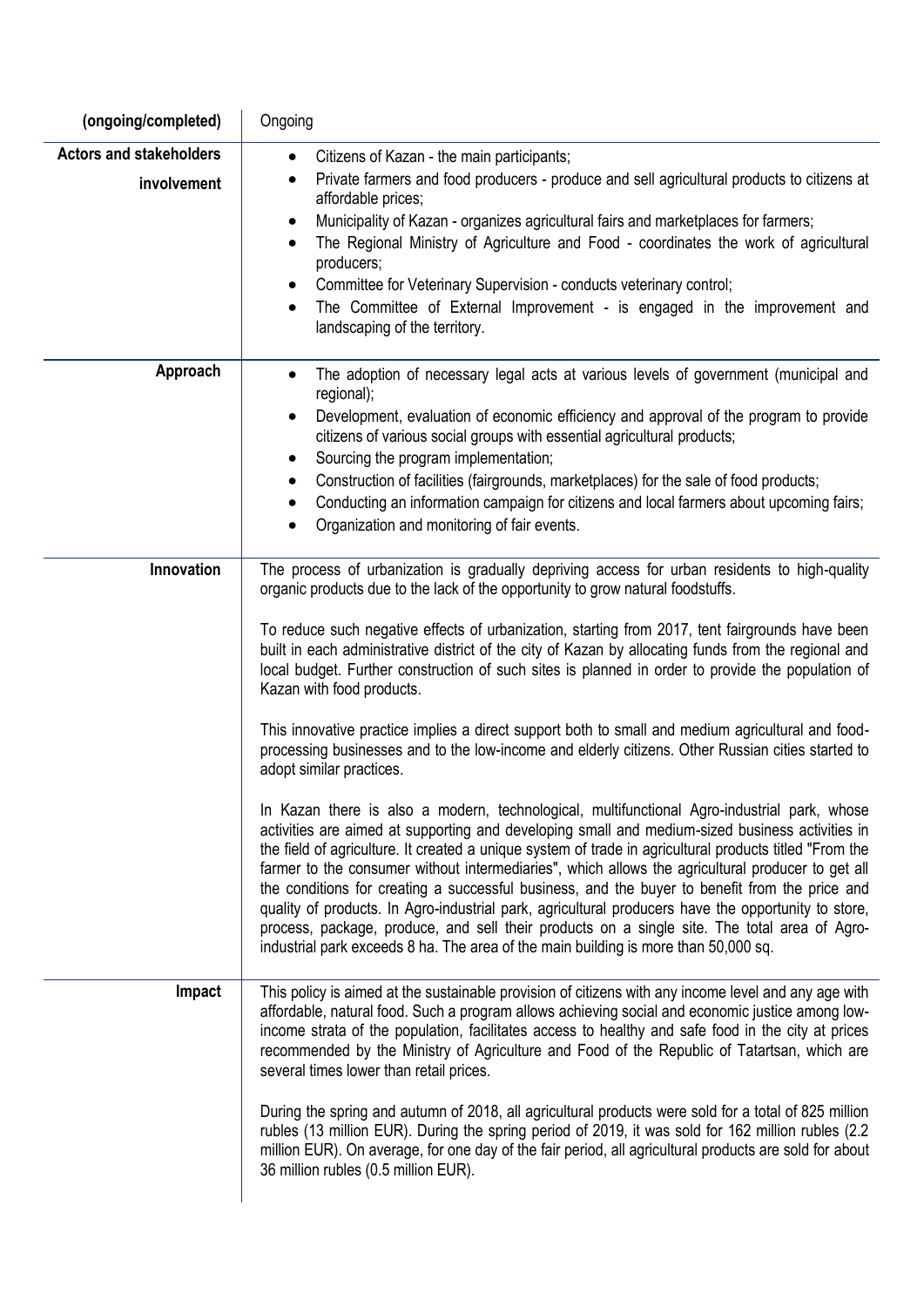| (ongoing/completed) | Ongoing |
|---|---|
| **Actors and stakeholders involvement** | • Citizens of Kazan - the main participants;<br>• Private farmers and food producers - produce and sell agricultural products to citizens at affordable prices;<br>• Municipality of Kazan - organizes agricultural fairs and marketplaces for farmers;<br>• The Regional Ministry of Agriculture and Food - coordinates the work of agricultural producers;<br>• Committee for Veterinary Supervision - conducts veterinary control;<br>• The Committee of External Improvement - is engaged in the improvement and landscaping of the territory. |
| **Approach** | • The adoption of necessary legal acts at various levels of government (municipal and regional);<br>• Development, evaluation of economic efficiency and approval of the program to provide citizens of various social groups with essential agricultural products;<br>• Sourcing the program implementation;<br>• Construction of facilities (fairgrounds, marketplaces) for the sale of food products;<br>• Conducting an information campaign for citizens and local farmers about upcoming fairs;<br>• Organization and monitoring of fair events. |
| **Innovation** | The process of urbanization is gradually depriving access for urban residents to high-quality organic products due to the lack of the opportunity to grow natural foodstuffs.<br><br>To reduce such negative effects of urbanization, starting from 2017, tent fairgrounds have been built in each administrative district of the city of Kazan by allocating funds from the regional and local budget. Further construction of such sites is planned in order to provide the population of Kazan with food products.<br><br>This innovative practice implies a direct support both to small and medium agricultural and food-processing businesses and to the low-income and elderly citizens. Other Russian cities started to adopt similar practices.<br><br>In Kazan there is also a modern, technological, multifunctional Agro-industrial park, whose activities are aimed at supporting and developing small and medium-sized business activities in the field of agriculture. It created a unique system of trade in agricultural products titled "From the farmer to the consumer without intermediaries", which allows the agricultural producer to get all the conditions for creating a successful business, and the buyer to benefit from the price and quality of products. In Agro-industrial park, agricultural producers have the opportunity to store, process, package, produce, and sell their products on a single site. The total area of Agro-industrial park exceeds 8 ha. The area of the main building is more than 50,000 sq. |
| **Impact** | This policy is aimed at the sustainable provision of citizens with any income level and any age with affordable, natural food. Such a program allows achieving social and economic justice among low-income strata of the population, facilitates access to healthy and safe food in the city at prices recommended by the Ministry of Agriculture and Food of the Republic of Tatartsan, which are several times lower than retail prices.<br><br>During the spring and autumn of 2018, all agricultural products were sold for a total of 825 million rubles (13 million EUR). During the spring period of 2019, it was sold for 162 million rubles (2.2 million EUR). On average, for one day of the fair period, all agricultural products are sold for about 36 million rubles (0.5 million EUR). |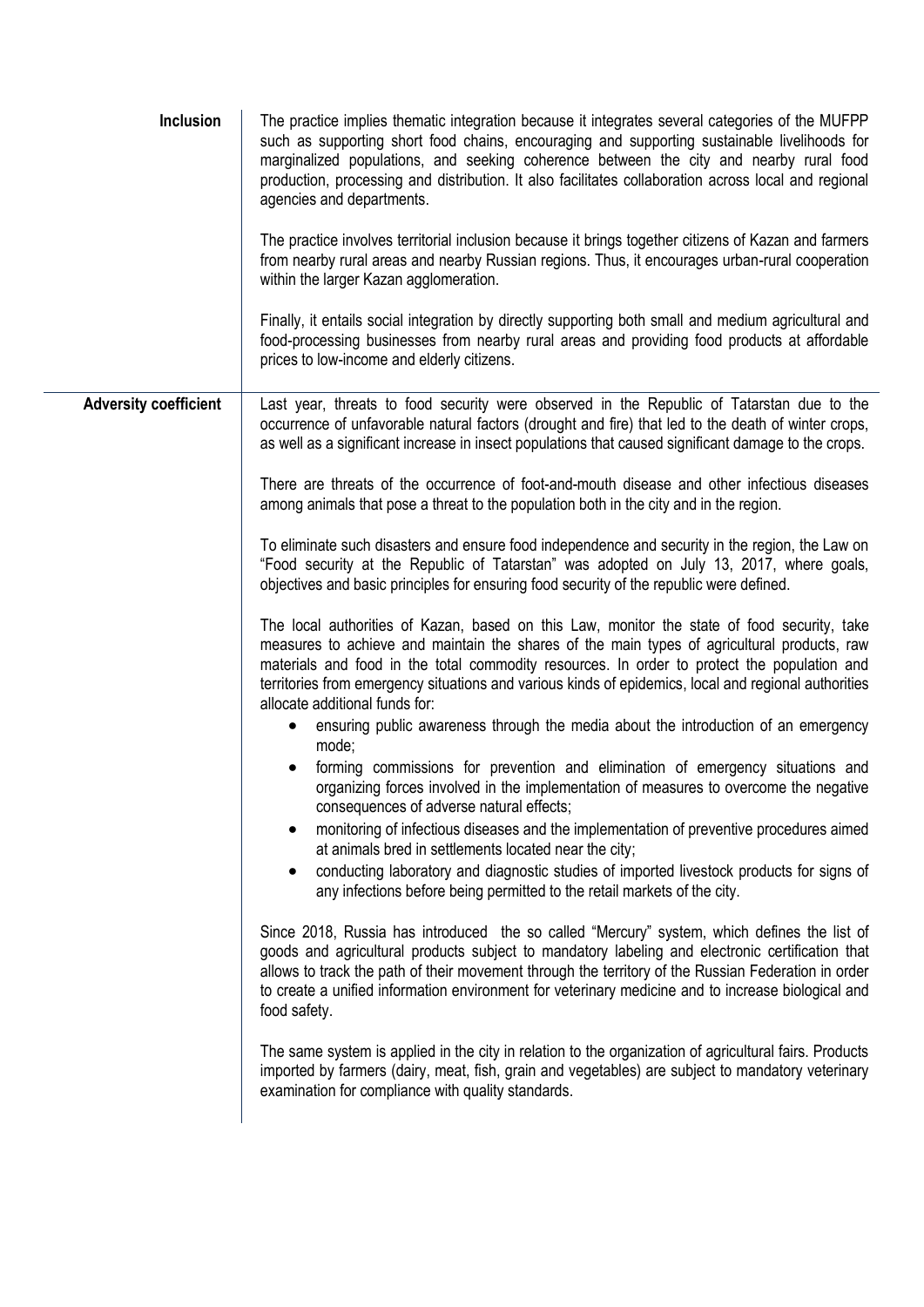| | |
|---|---|
| **Inclusion** | The practice implies thematic integration because it integrates several categories of the MUFPP such as supporting short food chains, encouraging and supporting sustainable livelihoods for marginalized populations, and seeking coherence between the city and nearby rural food production, processing and distribution. It also facilitates collaboration across local and regional agencies and departments.<br><br>The practice involves territorial inclusion because it brings together citizens of Kazan and farmers from nearby rural areas and nearby Russian regions. Thus, it encourages urban-rural cooperation within the larger Kazan agglomeration.<br><br>Finally, it entails social integration by directly supporting both small and medium agricultural and food-processing businesses from nearby rural areas and providing food products at affordable prices to low-income and elderly citizens. |
| **Adversity coefficient** | Last year, threats to food security were observed in the Republic of Tatarstan due to the occurrence of unfavorable natural factors (drought and fire) that led to the death of winter crops, as well as a significant increase in insect populations that caused significant damage to the crops.<br><br>There are threats of the occurrence of foot-and-mouth disease and other infectious diseases among animals that pose a threat to the population both in the city and in the region.<br><br>To eliminate such disasters and ensure food independence and security in the region, the Law on "Food security at the Republic of Tatarstan" was adopted on July 13, 2017, where goals, objectives and basic principles for ensuring food security of the republic were defined.<br><br>The local authorities of Kazan, based on this Law, monitor the state of food security, take measures to achieve and maintain the shares of the main types of agricultural products, raw materials and food in the total commodity resources. In order to protect the population and territories from emergency situations and various kinds of epidemics, local and regional authorities allocate additional funds for:<br>• ensuring public awareness through the media about the introduction of an emergency mode;<br>• forming commissions for prevention and elimination of emergency situations and organizing forces involved in the implementation of measures to overcome the negative consequences of adverse natural effects;<br>• monitoring of infectious diseases and the implementation of preventive procedures aimed at animals bred in settlements located near the city;<br>• conducting laboratory and diagnostic studies of imported livestock products for signs of any infections before being permitted to the retail markets of the city.<br><br>Since 2018, Russia has introduced the so called "Mercury" system, which defines the list of goods and agricultural products subject to mandatory labeling and electronic certification that allows to track the path of their movement through the territory of the Russian Federation in order to create a unified information environment for veterinary medicine and to increase biological and food safety.<br><br>The same system is applied in the city in relation to the organization of agricultural fairs. Products imported by farmers (dairy, meat, fish, grain and vegetables) are subject to mandatory veterinary examination for compliance with quality standards. |